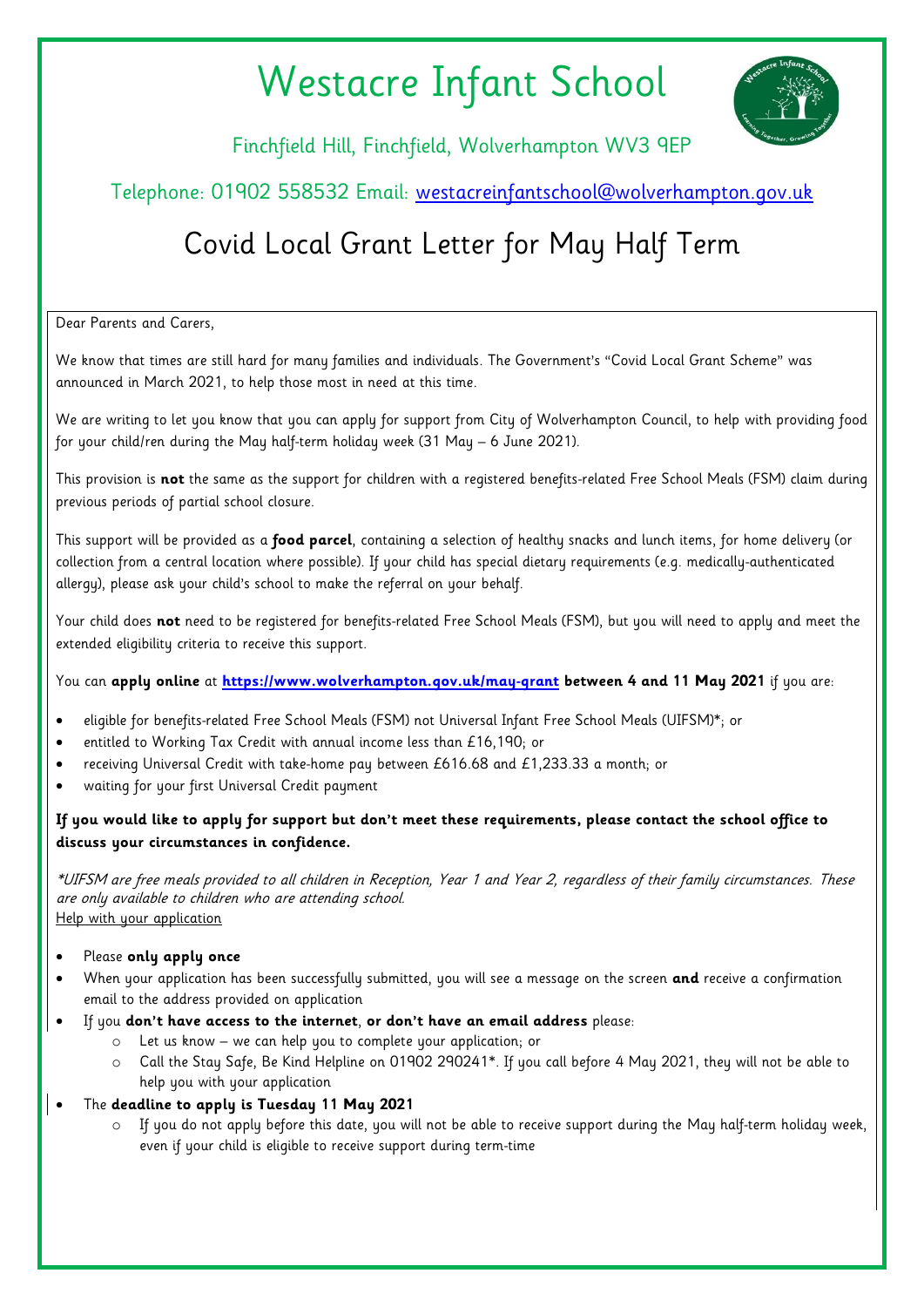# Westacre Infant School

Finchfield Hill, Finchfield, Wolverhampton WV3 9EP

Telephone: 01902 558532 Email: westacreinfantschool@wolverhampton.gov.uk

## Covid Local Grant Letter for May Half Term

Dear Parents and Carers,

We know that times are still hard for many families and individuals. The Government's "Covid Local Grant Scheme" was announced in March 2021, to help those most in need at this time.

We are writing to let you know that you can apply for support from City of Wolverhampton Council, to help with providing food for your child/ren during the May half-term holiday week (31 May – 6 June 2021).

This provision is **not** the same as the support for children with a registered benefits-related Free School Meals (FSM) claim during previous periods of partial school closure.

This support will be provided as a **food parcel**, containing a selection of healthy snacks and lunch items, for home delivery (or collection from a central location where possible). If your child has special dietary requirements (e.g. medically-authenticated allergy), please ask your child's school to make the referral on your behalf.

Your child does **not** need to be registered for benefits-related Free School Meals (FSM), but you will need to apply and meet the extended eligibility criteria to receive this support.

You can **apply online** at **https://www.wolverhampton.gov.uk/may-grant between 4 and 11 May 2021** if you are:

- eligible for benefits-related Free School Meals (FSM) not Universal Infant Free School Meals (UIFSM)*; or
- entitled to Working Tax Credit with annual income less than £16,190; or
- receiving Universal Credit with take-home pay between £616.68 and £1,233.33 a month; or
- waiting for your first Universal Credit payment

**If you would like to apply for support but don't meet these requirements, please contact the school office to discuss your circumstances in confidence.**

*\*UIFSM are free meals provided to all children in Reception, Year 1 and Year 2, regardless of their family circumstances. These are only available to children who are attending school.*

Help with your application

- Please **only apply once**
- When your application has been successfully submitted, you will see a message on the screen **and** receive a confirmation email to the address provided on application
- If you **don't have access to the internet**, **or don't have an email address** please:
  - Let us know – we can help you to complete your application; or
  - Call the Stay Safe, Be Kind Helpline on 01902 290241*. If you call before 4 May 2021, they will not be able to help you with your application
- The **deadline to apply is Tuesday 11 May 2021**
  - If you do not apply before this date, you will not be able to receive support during the May half-term holiday week, even if your child is eligible to receive support during term-time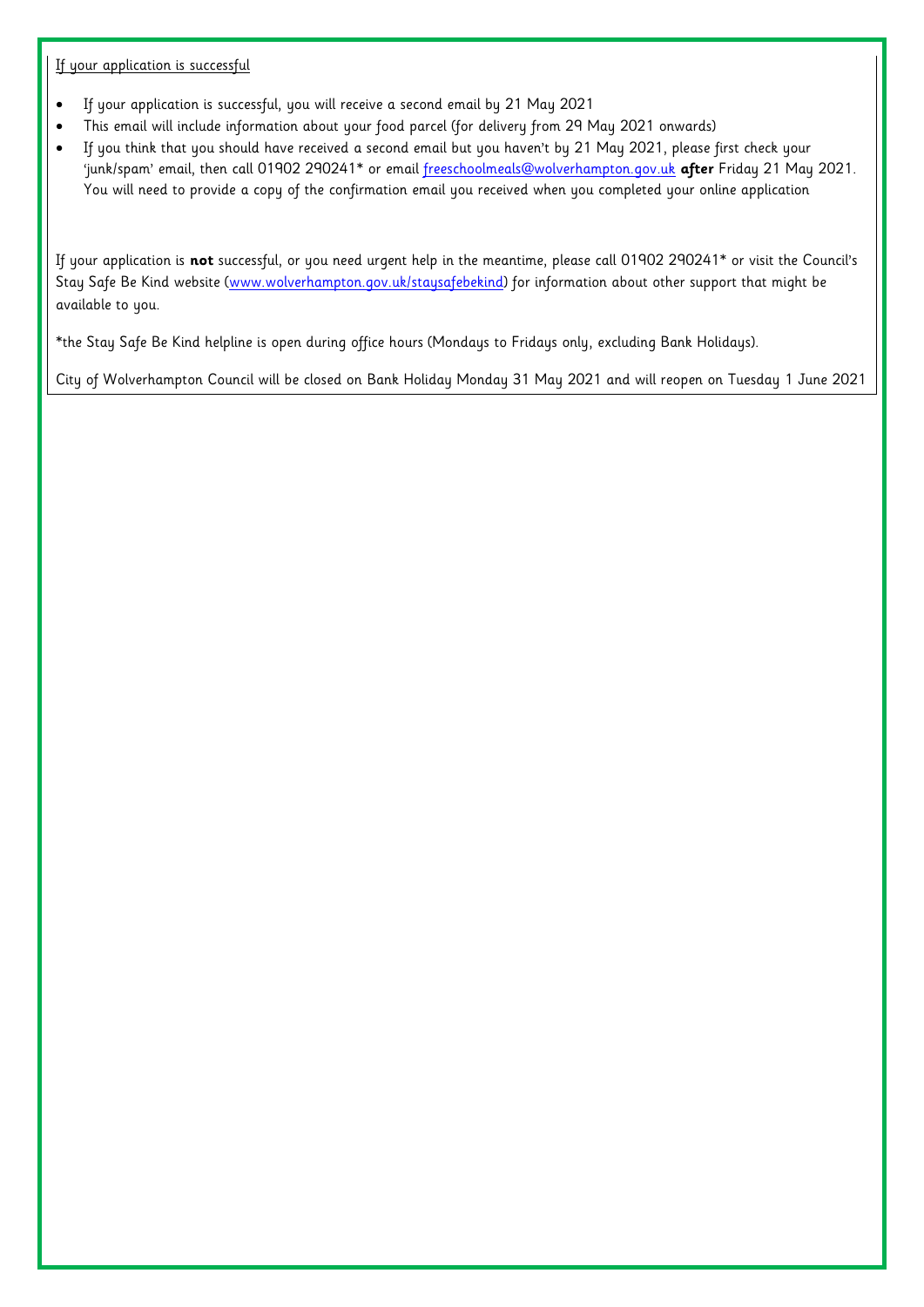If your application is successful

- If your application is successful, you will receive a second email by 21 May 2021
- This email will include information about your food parcel (for delivery from 29 May 2021 onwards)
- If you think that you should have received a second email but you haven't by 21 May 2021, please first check your 'junk/spam' email, then call 01902 290241* or email freeschoolmeals@wolverhampton.gov.uk **after** Friday 21 May 2021. You will need to provide a copy of the confirmation email you received when you completed your online application

If your application is **not** successful, or you need urgent help in the meantime, please call 01902 290241* or visit the Council's Stay Safe Be Kind website (www.wolverhampton.gov.uk/staysafebekind) for information about other support that might be available to you.

*the Stay Safe Be Kind helpline is open during office hours (Mondays to Fridays only, excluding Bank Holidays).

City of Wolverhampton Council will be closed on Bank Holiday Monday 31 May 2021 and will reopen on Tuesday 1 June 2021